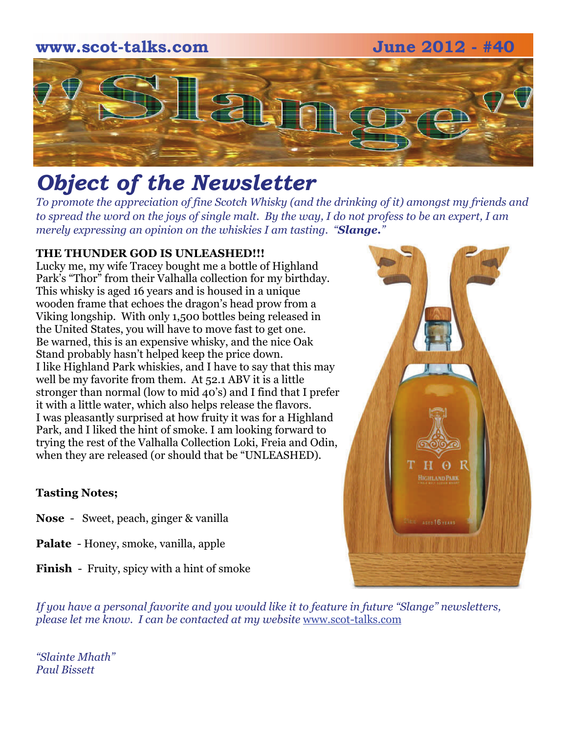www.scot-talks.com June 2012 - #40

# Slange

## *Object of the Newsletter*

*To promote the appreciation of fine Scotch Whisky (and the drinking of it) amongst my friends and to spread the word on the joys of single malt. By the way, I do not profess to be an expert, I am merely expressing an opinion on the whiskies I am tasting. "**Slange.**"*

**THE THUNDER GOD IS UNLEASHED!!!**

Lucky me, my wife Tracey bought me a bottle of Highland Park's "Thor" from their Valhalla collection for my birthday. This whisky is aged 16 years and is housed in a unique wooden frame that echoes the dragon's head prow from a Viking longship. With only 1,500 bottles being released in the United States, you will have to move fast to get one. Be warned, this is an expensive whisky, and the nice Oak Stand probably hasn't helped keep the price down.

I like Highland Park whiskies, and I have to say that this may well be my favorite from them. At 52.1 ABV it is a little stronger than normal (low to mid 40's) and I find that I prefer it with a little water, which also helps release the flavors. I was pleasantly surprised at how fruity it was for a Highland Park, and I liked the hint of smoke. I am looking forward to trying the rest of the Valhalla Collection Loki, Freia and Odin, when they are released (or should that be "UNLEASHED).

**Tasting Notes;**

**Nose** - Sweet, peach, ginger & vanilla

**Palate** - Honey, smoke, vanilla, apple

**Finish** - Fruity, spicy with a hint of smoke

*If you have a personal favorite and you would like it to feature in future "Slange" newsletters, please let me know. I can be contacted at my website* www.scot-talks.com

*"Slainte Mhath"*
*Paul Bissett*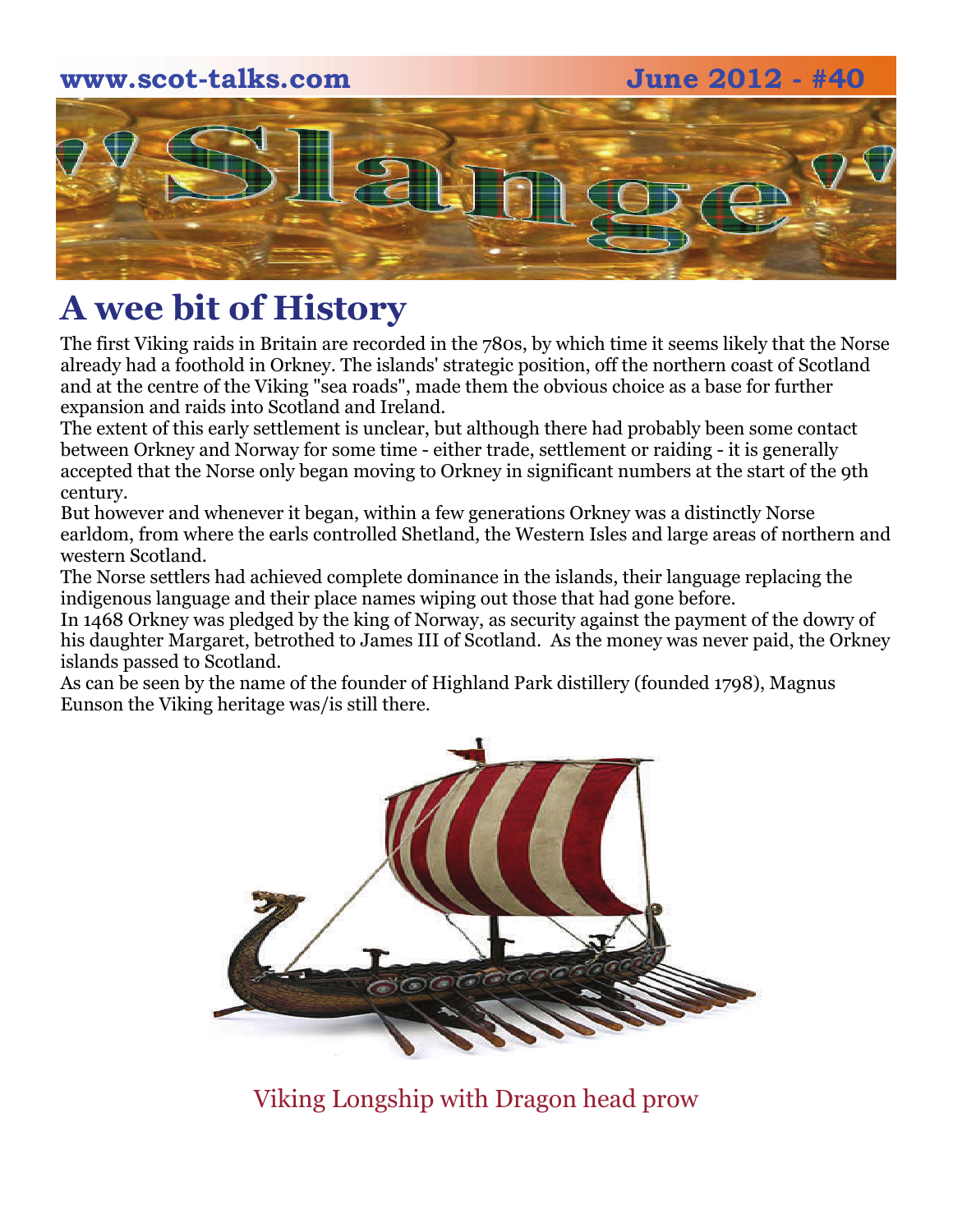# A wee bit of History

The first Viking raids in Britain are recorded in the 780s, by which time it seems likely that the Norse already had a foothold in Orkney. The islands' strategic position, off the northern coast of Scotland and at the centre of the Viking "sea roads", made them the obvious choice as a base for further expansion and raids into Scotland and Ireland.

The extent of this early settlement is unclear, but although there had probably been some contact between Orkney and Norway for some time - either trade, settlement or raiding - it is generally accepted that the Norse only began moving to Orkney in significant numbers at the start of the 9th century.

But however and whenever it began, within a few generations Orkney was a distinctly Norse earldom, from where the earls controlled Shetland, the Western Isles and large areas of northern and western Scotland.

The Norse settlers had achieved complete dominance in the islands, their language replacing the indigenous language and their place names wiping out those that had gone before.

In 1468 Orkney was pledged by the king of Norway, as security against the payment of the dowry of his daughter Margaret, betrothed to James III of Scotland. As the money was never paid, the Orkney islands passed to Scotland.

As can be seen by the name of the founder of Highland Park distillery (founded 1798), Magnus Eunson the Viking heritage was/is still there.

Viking Longship with Dragon head prow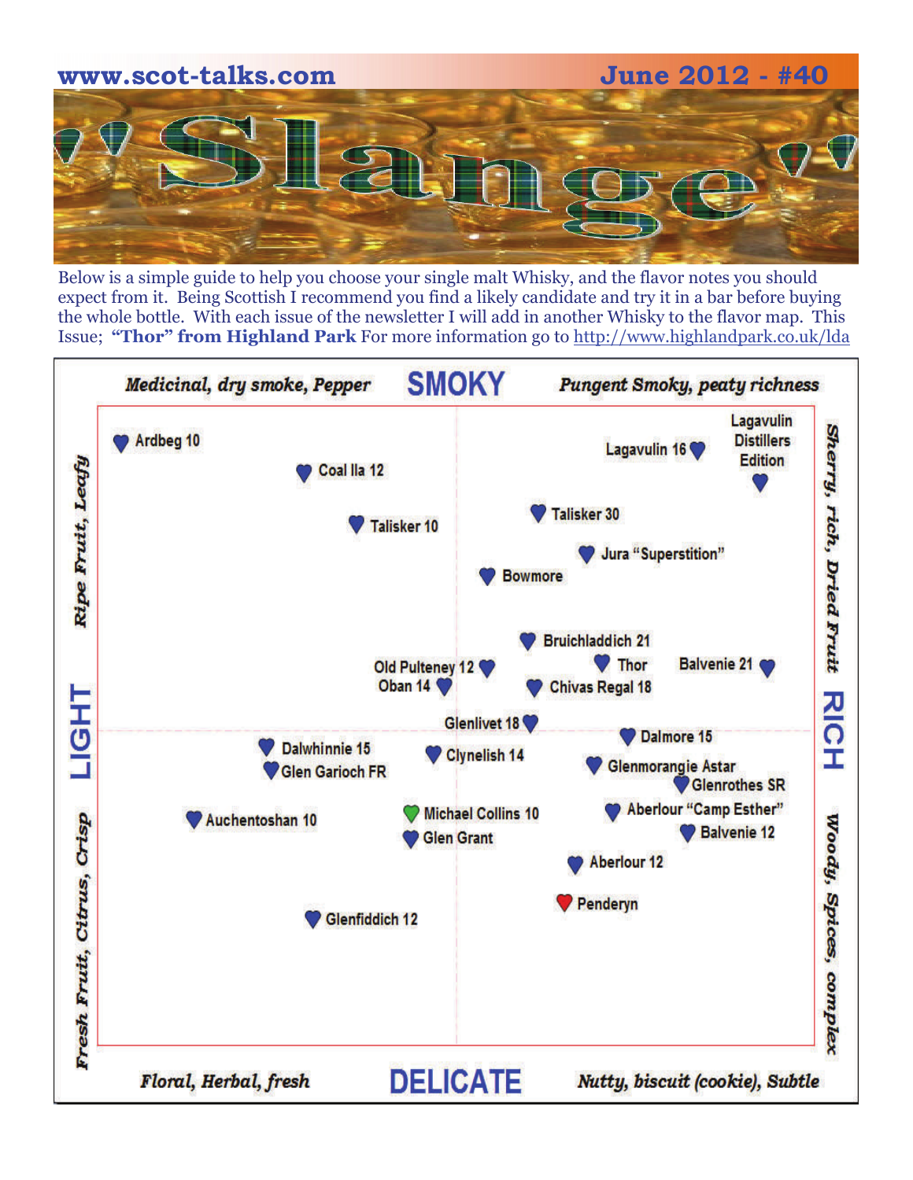www.scot-talks.com June 2012 - #40

# "Slange"

Below is a simple guide to help you choose your single malt Whisky, and the flavor notes you should expect from it. Being Scottish I recommend you find a likely candidate and try it in a bar before buying the whole bottle. With each issue of the newsletter I will add in another Whisky to the flavor map. This Issue; **"Thor" from Highland Park** For more information go to http://www.highlandpark.co.uk/lda

**SMOKY**

*Medicinal, dry smoke, Pepper* — *Pungent Smoky, peaty richness*

**LIGHT** — *Ripe Fruit, Leafy* / *Fresh Fruit, Citrus, Crisp*

**RICH** — *Sherry, rich, Dried Fruit* / *Woody, Spices, complex*

**DELICATE**

*Floral, Herbal, fresh* — *Nutty, biscuit (cookie), Subtle*

- Ardbeg 10
- Coal Ila 12
- Talisker 10
- Lagavulin 16
- Lagavulin Distillers Edition
- Talisker 30
- Jura "Superstition"
- Bowmore
- Bruichladdich 21
- Old Pulteney 12
- Oban 14
- Thor
- Balvenie 21
- Chivas Regal 18
- Glenlivet 18
- Dalwhinnie 15
- Glen Garioch FR
- Clynelish 14
- Dalmore 15
- Glenmorangie Astar
- Glenrothes SR
- Auchentoshan 10
- Michael Collins 10
- Glen Grant
- Aberlour "Camp Esther"
- Balvenie 12
- Aberlour 12
- Penderyn
- Glenfiddich 12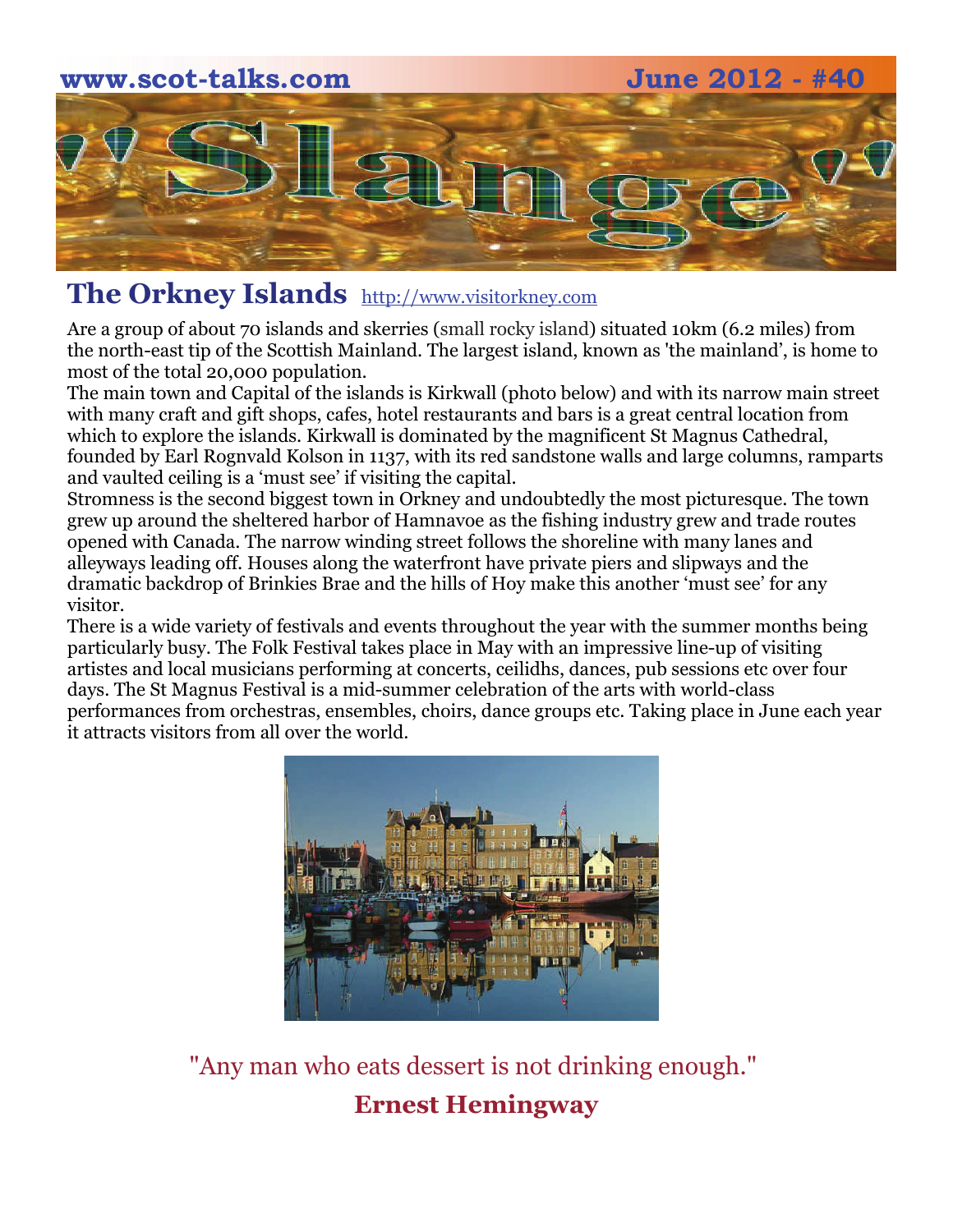## The Orkney Islands http://www.visitorkney.com

Are a group of about 70 islands and skerries (small rocky island) situated 10km (6.2 miles) from the north-east tip of the Scottish Mainland. The largest island, known as 'the mainland', is home to most of the total 20,000 population.

The main town and Capital of the islands is Kirkwall (photo below) and with its narrow main street with many craft and gift shops, cafes, hotel restaurants and bars is a great central location from which to explore the islands. Kirkwall is dominated by the magnificent St Magnus Cathedral, founded by Earl Rognvald Kolson in 1137, with its red sandstone walls and large columns, ramparts and vaulted ceiling is a 'must see' if visiting the capital.

Stromness is the second biggest town in Orkney and undoubtedly the most picturesque. The town grew up around the sheltered harbor of Hamnavoe as the fishing industry grew and trade routes opened with Canada. The narrow winding street follows the shoreline with many lanes and alleyways leading off. Houses along the waterfront have private piers and slipways and the dramatic backdrop of Brinkies Brae and the hills of Hoy make this another 'must see' for any visitor.

There is a wide variety of festivals and events throughout the year with the summer months being particularly busy. The Folk Festival takes place in May with an impressive line-up of visiting artistes and local musicians performing at concerts, ceilidhs, dances, pub sessions etc over four days. The St Magnus Festival is a mid-summer celebration of the arts with world-class performances from orchestras, ensembles, choirs, dance groups etc. Taking place in June each year it attracts visitors from all over the world.

"Any man who eats dessert is not drinking enough."

**Ernest Hemingway**